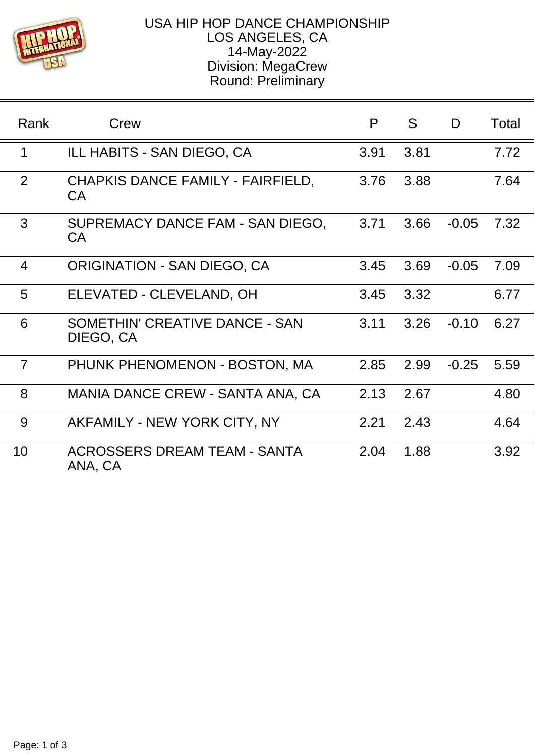# USA HIP HOP DANCE CHAMPIONSHIP

LOS ANGELES, CA
14-May-2022
Division: MegaCrew
Round: Preliminary

| Rank | Crew | P | S | D | Total |
|---|---|---|---|---|---|
| 1 | ILL HABITS - SAN DIEGO, CA | 3.91 | 3.81 | | 7.72 |
| 2 | CHAPKIS DANCE FAMILY - FAIRFIELD, CA | 3.76 | 3.88 | | 7.64 |
| 3 | SUPREMACY DANCE FAM - SAN DIEGO, CA | 3.71 | 3.66 | -0.05 | 7.32 |
| 4 | ORIGINATION - SAN DIEGO, CA | 3.45 | 3.69 | -0.05 | 7.09 |
| 5 | ELEVATED - CLEVELAND, OH | 3.45 | 3.32 | | 6.77 |
| 6 | SOMETHIN' CREATIVE DANCE - SAN DIEGO, CA | 3.11 | 3.26 | -0.10 | 6.27 |
| 7 | PHUNK PHENOMENON - BOSTON, MA | 2.85 | 2.99 | -0.25 | 5.59 |
| 8 | MANIA DANCE CREW - SANTA ANA, CA | 2.13 | 2.67 | | 4.80 |
| 9 | AKFAMILY - NEW YORK CITY, NY | 2.21 | 2.43 | | 4.64 |
| 10 | ACROSSERS DREAM TEAM - SANTA ANA, CA | 2.04 | 1.88 | | 3.92 |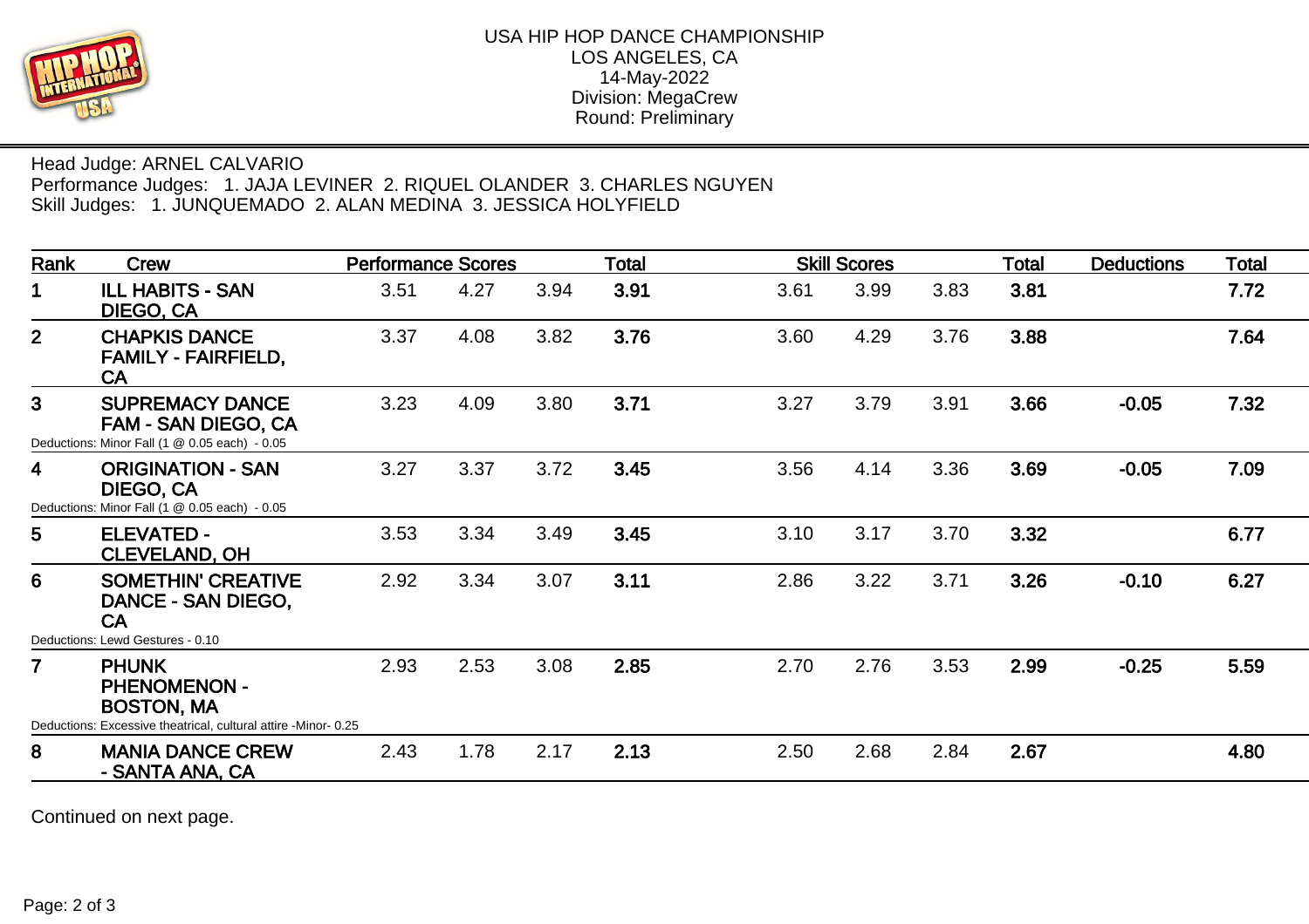USA HIP HOP DANCE CHAMPIONSHIP
LOS ANGELES, CA
14-May-2022
Division: MegaCrew
Round: Preliminary

Head Judge: ARNEL CALVARIO
Performance Judges: 1. JAJA LEVINER 2. RIQUEL OLANDER 3. CHARLES NGUYEN
Skill Judges: 1. JUNQUEMADO 2. ALAN MEDINA 3. JESSICA HOLYFIELD

| Rank | Crew | Performance Scores | | | Total | Skill Scores | | | Total | Deductions | Total |
|---|---|---|---|---|---|---|---|---|---|---|---|
| 1 | **ILL HABITS - SAN DIEGO, CA** | 3.51 | 4.27 | 3.94 | **3.91** | 3.61 | 3.99 | 3.83 | **3.81** | | **7.72** |
| 2 | **CHAPKIS DANCE FAMILY - FAIRFIELD, CA** | 3.37 | 4.08 | 3.82 | **3.76** | 3.60 | 4.29 | 3.76 | **3.88** | | **7.64** |
| 3 | **SUPREMACY DANCE FAM - SAN DIEGO, CA** Deductions: Minor Fall (1 @ 0.05 each) - 0.05 | 3.23 | 4.09 | 3.80 | **3.71** | 3.27 | 3.79 | 3.91 | **3.66** | **-0.05** | **7.32** |
| 4 | **ORIGINATION - SAN DIEGO, CA** Deductions: Minor Fall (1 @ 0.05 each) - 0.05 | 3.27 | 3.37 | 3.72 | **3.45** | 3.56 | 4.14 | 3.36 | **3.69** | **-0.05** | **7.09** |
| 5 | **ELEVATED - CLEVELAND, OH** | 3.53 | 3.34 | 3.49 | **3.45** | 3.10 | 3.17 | 3.70 | **3.32** | | **6.77** |
| 6 | **SOMETHIN' CREATIVE DANCE - SAN DIEGO, CA** Deductions: Lewd Gestures - 0.10 | 2.92 | 3.34 | 3.07 | **3.11** | 2.86 | 3.22 | 3.71 | **3.26** | **-0.10** | **6.27** |
| 7 | **PHUNK PHENOMENON - BOSTON, MA** Deductions: Excessive theatrical, cultural attire -Minor- 0.25 | 2.93 | 2.53 | 3.08 | **2.85** | 2.70 | 2.76 | 3.53 | **2.99** | **-0.25** | **5.59** |
| 8 | **MANIA DANCE CREW - SANTA ANA, CA** | 2.43 | 1.78 | 2.17 | **2.13** | 2.50 | 2.68 | 2.84 | **2.67** | | **4.80** |

Continued on next page.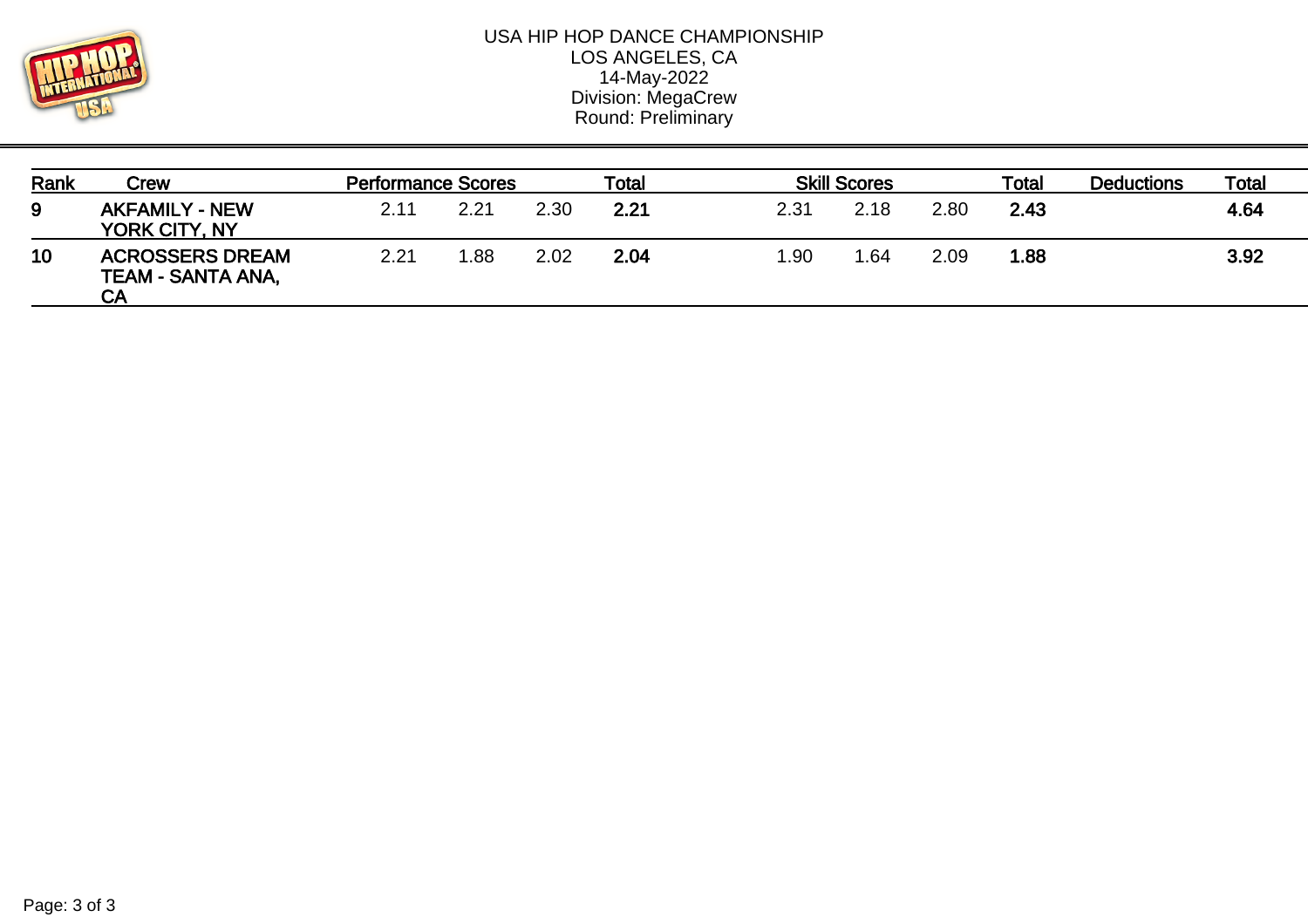USA HIP HOP DANCE CHAMPIONSHIP
LOS ANGELES, CA
14-May-2022
Division: MegaCrew
Round: Preliminary

| Rank | Crew | Performance Scores | | | Total | Skill Scores | | | Total | Deductions | Total |
|---|---|---|---|---|---|---|---|---|---|---|---|
| 9 | AKFAMILY - NEW YORK CITY, NY | 2.11 | 2.21 | 2.30 | 2.21 | 2.31 | 2.18 | 2.80 | 2.43 | | 4.64 |
| 10 | ACROSSERS DREAM TEAM - SANTA ANA, CA | 2.21 | 1.88 | 2.02 | 2.04 | 1.90 | 1.64 | 2.09 | 1.88 | | 3.92 |